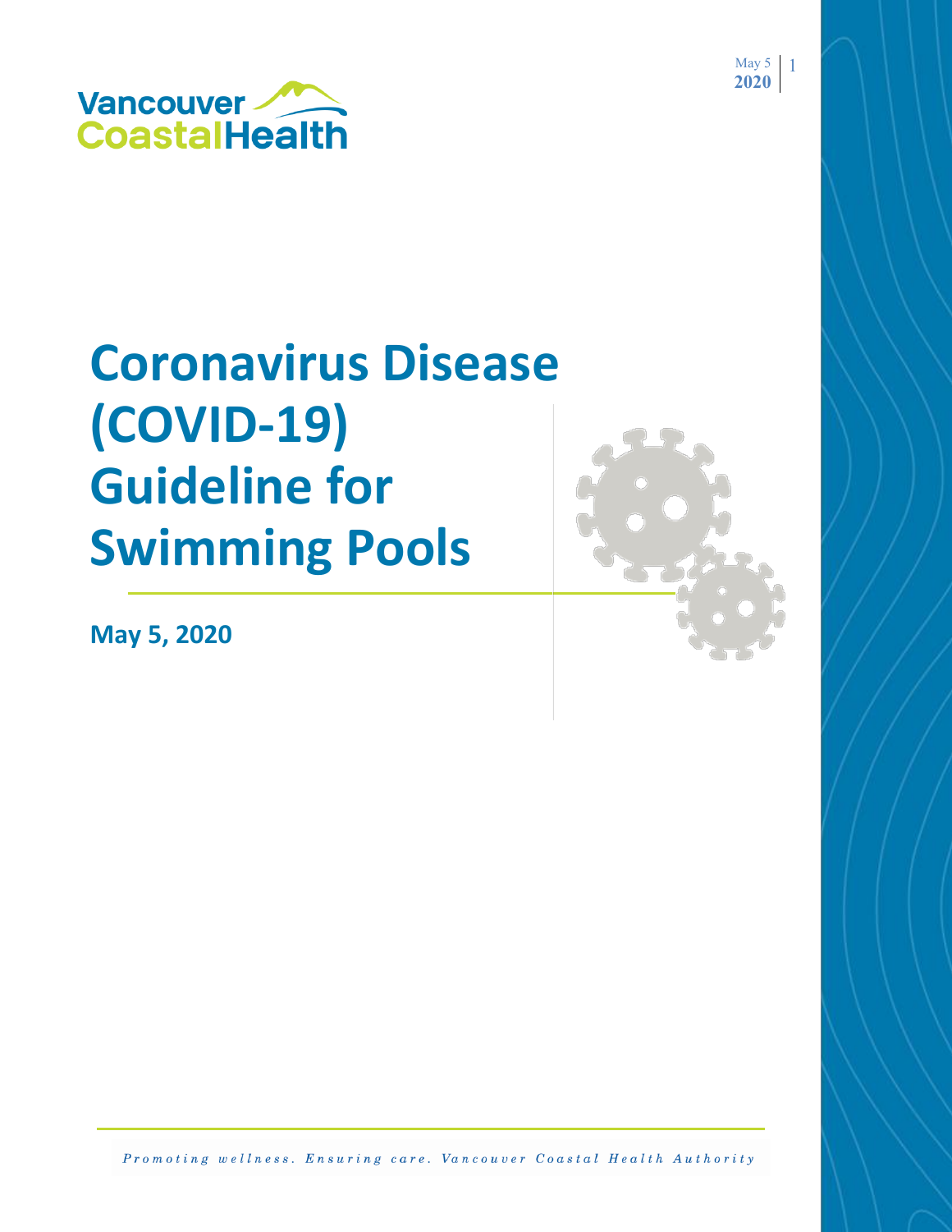Vancouver Coastal Health

# Coronavirus Disease (COVID-19) Guideline for Swimming Pools

**May 5, 2020**

*Promoting wellness. Ensuring care. Vancouver Coastal Health Authority*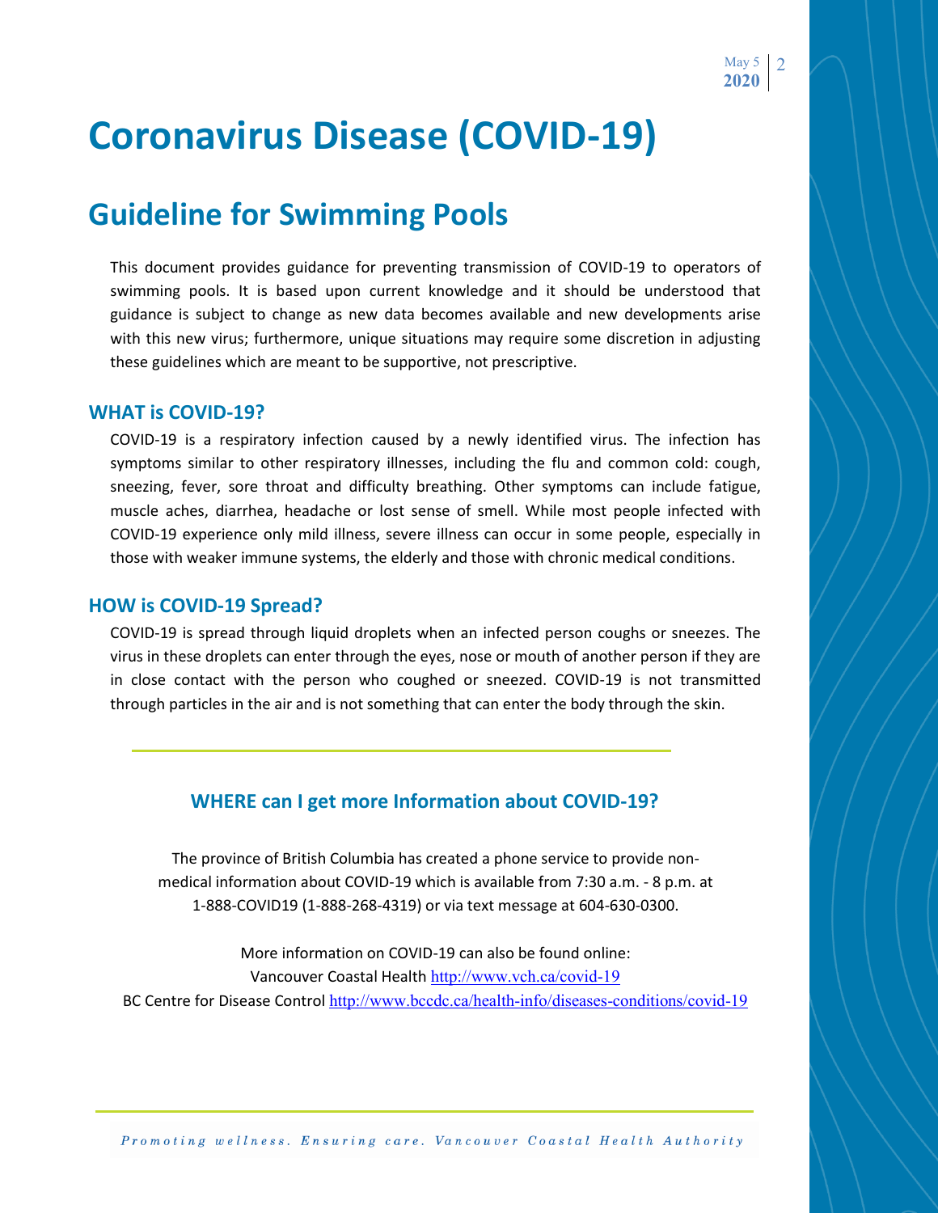# Coronavirus Disease (COVID-19)

## Guideline for Swimming Pools

This document provides guidance for preventing transmission of COVID-19 to operators of swimming pools. It is based upon current knowledge and it should be understood that guidance is subject to change as new data becomes available and new developments arise with this new virus; furthermore, unique situations may require some discretion in adjusting these guidelines which are meant to be supportive, not prescriptive.

### WHAT is COVID-19?

COVID-19 is a respiratory infection caused by a newly identified virus. The infection has symptoms similar to other respiratory illnesses, including the flu and common cold: cough, sneezing, fever, sore throat and difficulty breathing. Other symptoms can include fatigue, muscle aches, diarrhea, headache or lost sense of smell. While most people infected with COVID-19 experience only mild illness, severe illness can occur in some people, especially in those with weaker immune systems, the elderly and those with chronic medical conditions.

### HOW is COVID-19 Spread?

COVID-19 is spread through liquid droplets when an infected person coughs or sneezes. The virus in these droplets can enter through the eyes, nose or mouth of another person if they are in close contact with the person who coughed or sneezed. COVID-19 is not transmitted through particles in the air and is not something that can enter the body through the skin.

---

### WHERE can I get more Information about COVID-19?

The province of British Columbia has created a phone service to provide non-medical information about COVID-19 which is available from 7:30 a.m. - 8 p.m. at 1-888-COVID19 (1-888-268-4319) or via text message at 604-630-0300.

More information on COVID-19 can also be found online:
Vancouver Coastal Health http://www.vch.ca/covid-19
BC Centre for Disease Control http://www.bccdc.ca/health-info/diseases-conditions/covid-19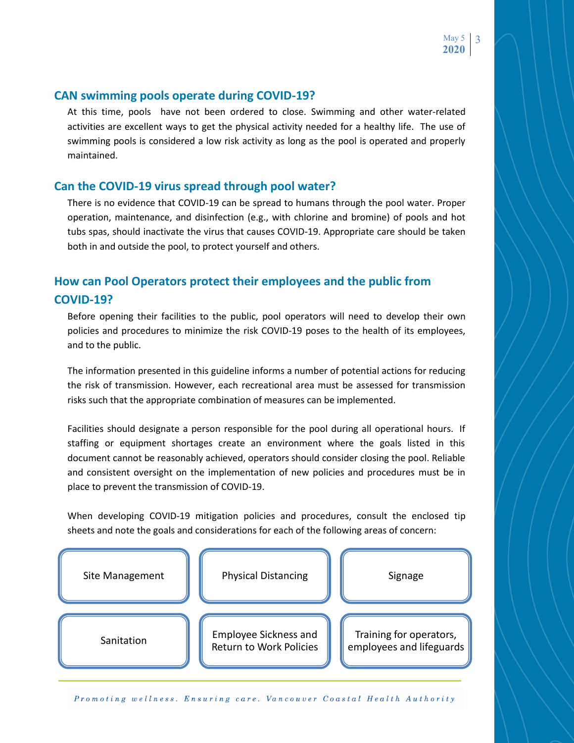## CAN swimming pools operate during COVID-19?

At this time, pools have not been ordered to close. Swimming and other water-related activities are excellent ways to get the physical activity needed for a healthy life. The use of swimming pools is considered a low risk activity as long as the pool is operated and properly maintained.

## Can the COVID-19 virus spread through pool water?

There is no evidence that COVID-19 can be spread to humans through the pool water. Proper operation, maintenance, and disinfection (e.g., with chlorine and bromine) of pools and hot tubs spas, should inactivate the virus that causes COVID-19. Appropriate care should be taken both in and outside the pool, to protect yourself and others.

## How can Pool Operators protect their employees and the public from COVID-19?

Before opening their facilities to the public, pool operators will need to develop their own policies and procedures to minimize the risk COVID-19 poses to the health of its employees, and to the public.

The information presented in this guideline informs a number of potential actions for reducing the risk of transmission. However, each recreational area must be assessed for transmission risks such that the appropriate combination of measures can be implemented.

Facilities should designate a person responsible for the pool during all operational hours. If staffing or equipment shortages create an environment where the goals listed in this document cannot be reasonably achieved, operators should consider closing the pool. Reliable and consistent oversight on the implementation of new policies and procedures must be in place to prevent the transmission of COVID-19.

When developing COVID-19 mitigation policies and procedures, consult the enclosed tip sheets and note the goals and considerations for each of the following areas of concern:

- Site Management
- Physical Distancing
- Signage
- Sanitation
- Employee Sickness and Return to Work Policies
- Training for operators, employees and lifeguards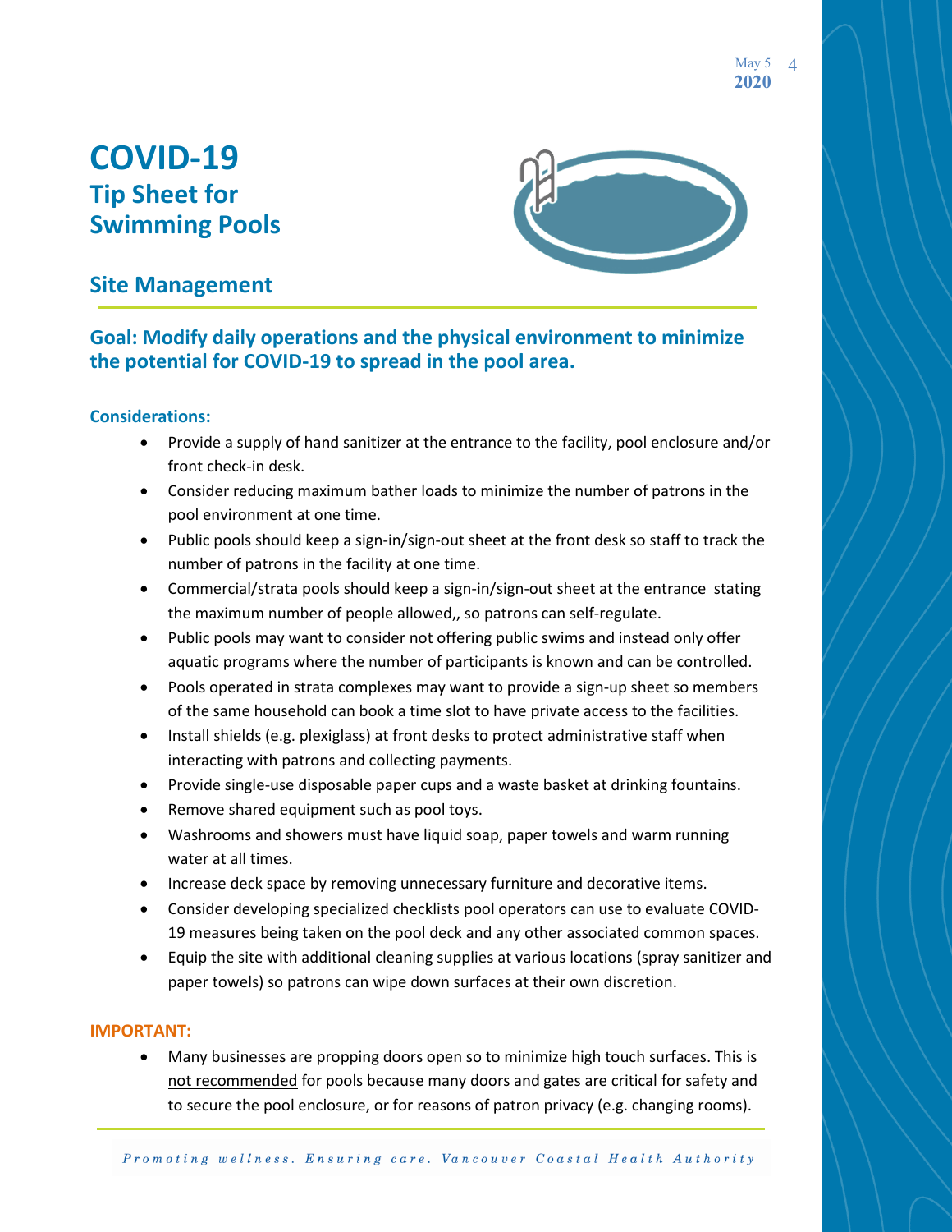# COVID-19
## Tip Sheet for Swimming Pools

## Site Management

### Goal: Modify daily operations and the physical environment to minimize the potential for COVID-19 to spread in the pool area.

**Considerations:**

- Provide a supply of hand sanitizer at the entrance to the facility, pool enclosure and/or front check-in desk.
- Consider reducing maximum bather loads to minimize the number of patrons in the pool environment at one time.
- Public pools should keep a sign-in/sign-out sheet at the front desk so staff to track the number of patrons in the facility at one time.
- Commercial/strata pools should keep a sign-in/sign-out sheet at the entrance stating the maximum number of people allowed,, so patrons can self-regulate.
- Public pools may want to consider not offering public swims and instead only offer aquatic programs where the number of participants is known and can be controlled.
- Pools operated in strata complexes may want to provide a sign-up sheet so members of the same household can book a time slot to have private access to the facilities.
- Install shields (e.g. plexiglass) at front desks to protect administrative staff when interacting with patrons and collecting payments.
- Provide single-use disposable paper cups and a waste basket at drinking fountains.
- Remove shared equipment such as pool toys.
- Washrooms and showers must have liquid soap, paper towels and warm running water at all times.
- Increase deck space by removing unnecessary furniture and decorative items.
- Consider developing specialized checklists pool operators can use to evaluate COVID-19 measures being taken on the pool deck and any other associated common spaces.
- Equip the site with additional cleaning supplies at various locations (spray sanitizer and paper towels) so patrons can wipe down surfaces at their own discretion.

**IMPORTANT:**

- Many businesses are propping doors open so to minimize high touch surfaces. This is <u>not recommended</u> for pools because many doors and gates are critical for safety and to secure the pool enclosure, or for reasons of patron privacy (e.g. changing rooms).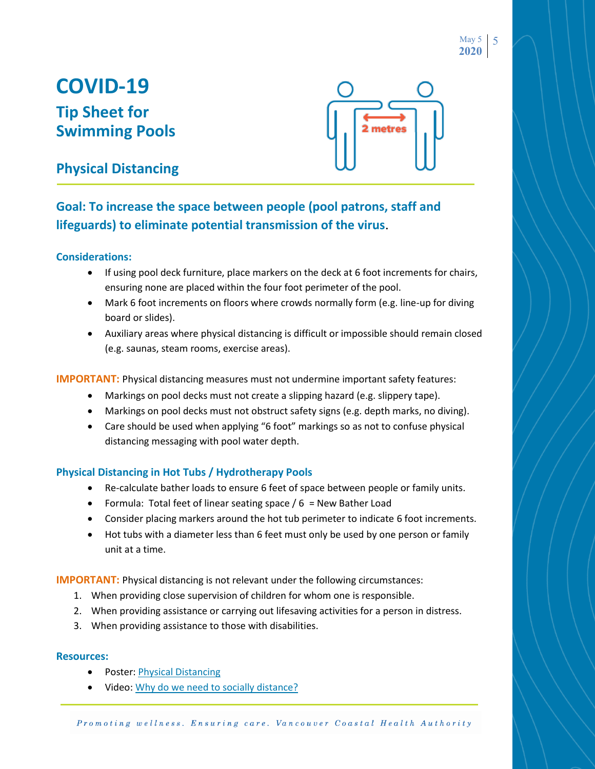# COVID-19

## Tip Sheet for Swimming Pools

## Physical Distancing

**Goal: To increase the space between people (pool patrons, staff and lifeguards) to eliminate potential transmission of the virus.**

### Considerations:

- If using pool deck furniture, place markers on the deck at 6 foot increments for chairs, ensuring none are placed within the four foot perimeter of the pool.
- Mark 6 foot increments on floors where crowds normally form (e.g. line-up for diving board or slides).
- Auxiliary areas where physical distancing is difficult or impossible should remain closed (e.g. saunas, steam rooms, exercise areas).

**IMPORTANT:** Physical distancing measures must not undermine important safety features:

- Markings on pool decks must not create a slipping hazard (e.g. slippery tape).
- Markings on pool decks must not obstruct safety signs (e.g. depth marks, no diving).
- Care should be used when applying "6 foot" markings so as not to confuse physical distancing messaging with pool water depth.

### Physical Distancing in Hot Tubs / Hydrotherapy Pools

- Re-calculate bather loads to ensure 6 feet of space between people or family units.
- Formula: Total feet of linear seating space / 6 = New Bather Load
- Consider placing markers around the hot tub perimeter to indicate 6 foot increments.
- Hot tubs with a diameter less than 6 feet must only be used by one person or family unit at a time.

**IMPORTANT:** Physical distancing is not relevant under the following circumstances:

1. When providing close supervision of children for whom one is responsible.
2. When providing assistance or carrying out lifesaving activities for a person in distress.
3. When providing assistance to those with disabilities.

### Resources:

- Poster: Physical Distancing
- Video: Why do we need to socially distance?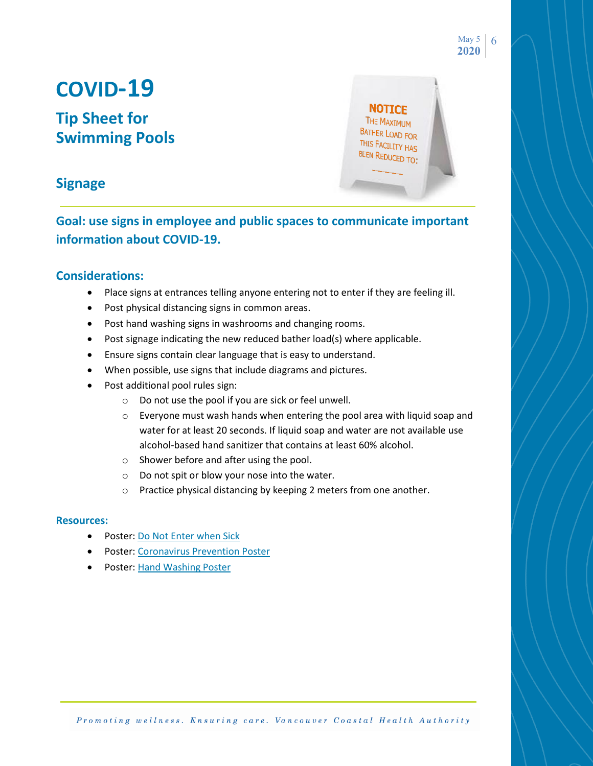# COVID-19

## Tip Sheet for Swimming Pools

## Signage

### Goal: use signs in employee and public spaces to communicate important information about COVID-19.

### Considerations:

- Place signs at entrances telling anyone entering not to enter if they are feeling ill.
- Post physical distancing signs in common areas.
- Post hand washing signs in washrooms and changing rooms.
- Post signage indicating the new reduced bather load(s) where applicable.
- Ensure signs contain clear language that is easy to understand.
- When possible, use signs that include diagrams and pictures.
- Post additional pool rules sign:
  - Do not use the pool if you are sick or feel unwell.
  - Everyone must wash hands when entering the pool area with liquid soap and water for at least 20 seconds. If liquid soap and water are not available use alcohol-based hand sanitizer that contains at least 60% alcohol.
  - Shower before and after using the pool.
  - Do not spit or blow your nose into the water.
  - Practice physical distancing by keeping 2 meters from one another.

### Resources:

- Poster: Do Not Enter when Sick
- Poster: Coronavirus Prevention Poster
- Poster: Hand Washing Poster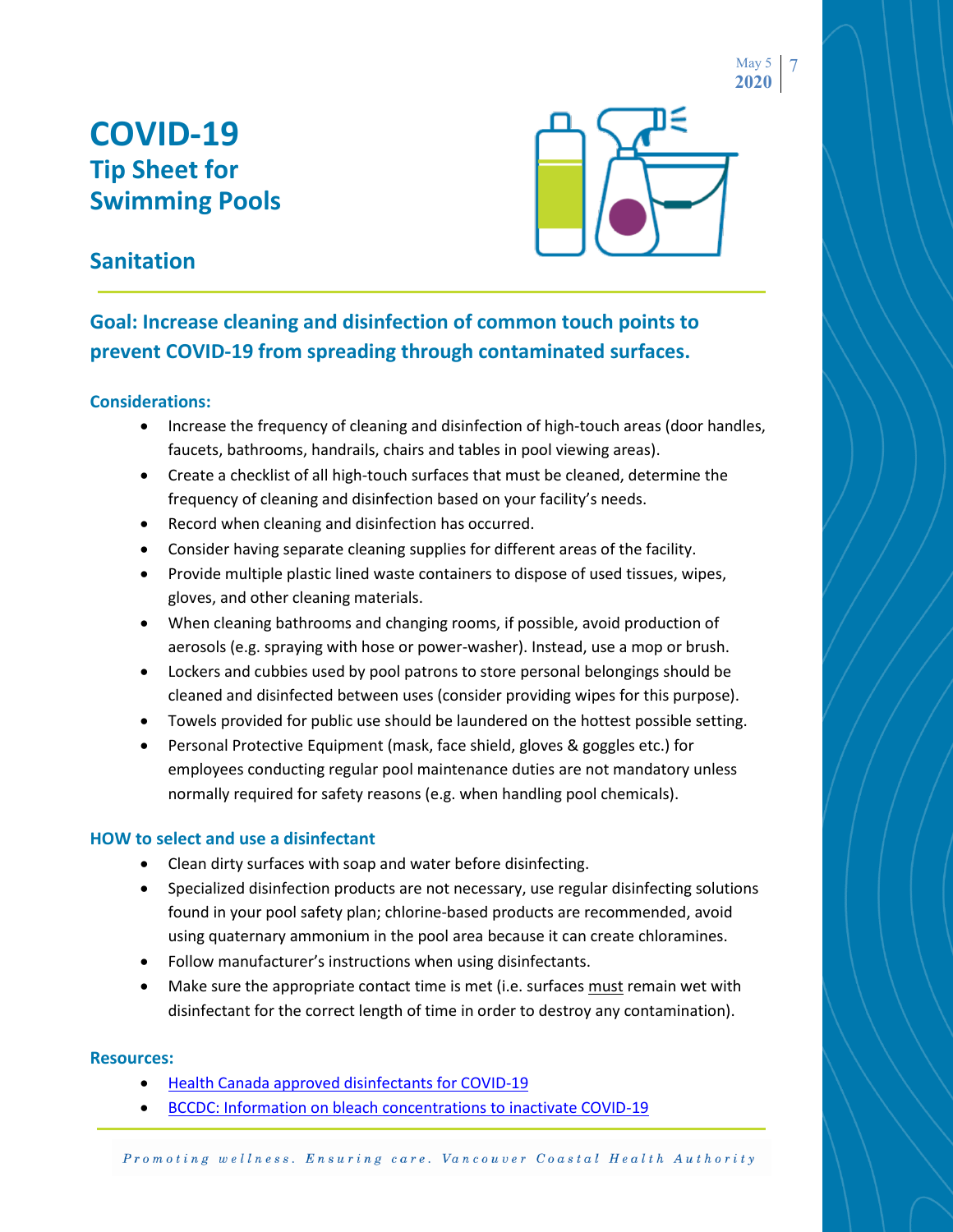# COVID-19
## Tip Sheet for Swimming Pools

## Sanitation

### Goal: Increase cleaning and disinfection of common touch points to prevent COVID-19 from spreading through contaminated surfaces.

**Considerations:**

- Increase the frequency of cleaning and disinfection of high-touch areas (door handles, faucets, bathrooms, handrails, chairs and tables in pool viewing areas).
- Create a checklist of all high-touch surfaces that must be cleaned, determine the frequency of cleaning and disinfection based on your facility's needs.
- Record when cleaning and disinfection has occurred.
- Consider having separate cleaning supplies for different areas of the facility.
- Provide multiple plastic lined waste containers to dispose of used tissues, wipes, gloves, and other cleaning materials.
- When cleaning bathrooms and changing rooms, if possible, avoid production of aerosols (e.g. spraying with hose or power-washer). Instead, use a mop or brush.
- Lockers and cubbies used by pool patrons to store personal belongings should be cleaned and disinfected between uses (consider providing wipes for this purpose).
- Towels provided for public use should be laundered on the hottest possible setting.
- Personal Protective Equipment (mask, face shield, gloves & goggles etc.) for employees conducting regular pool maintenance duties are not mandatory unless normally required for safety reasons (e.g. when handling pool chemicals).

**HOW to select and use a disinfectant**

- Clean dirty surfaces with soap and water before disinfecting.
- Specialized disinfection products are not necessary, use regular disinfecting solutions found in your pool safety plan; chlorine-based products are recommended, avoid using quaternary ammonium in the pool area because it can create chloramines.
- Follow manufacturer's instructions when using disinfectants.
- Make sure the appropriate contact time is met (i.e. surfaces must remain wet with disinfectant for the correct length of time in order to destroy any contamination).

**Resources:**

- Health Canada approved disinfectants for COVID-19
- BCCDC: Information on bleach concentrations to inactivate COVID-19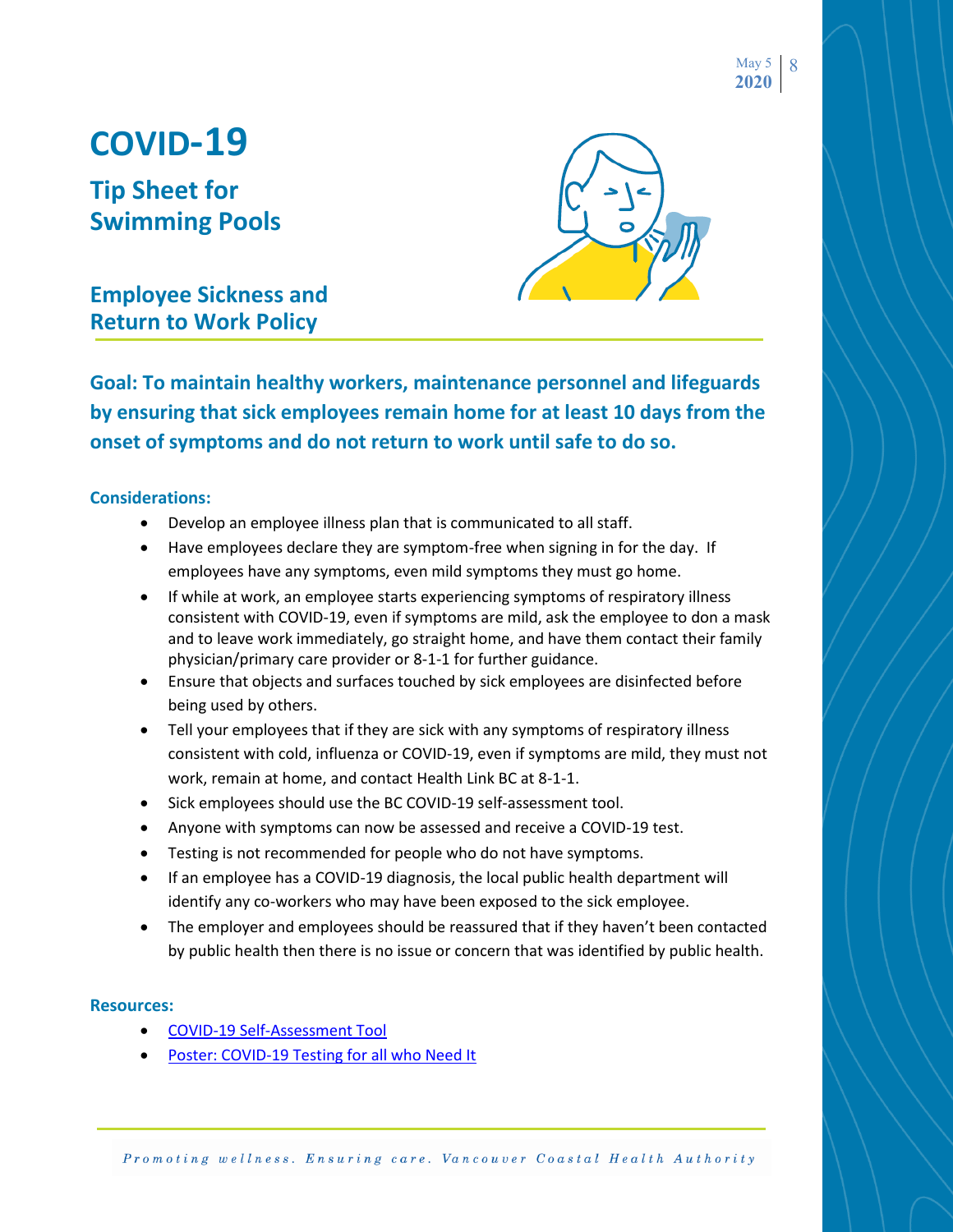# COVID-19

## Tip Sheet for Swimming Pools

### Employee Sickness and Return to Work Policy

**Goal: To maintain healthy workers, maintenance personnel and lifeguards by ensuring that sick employees remain home for at least 10 days from the onset of symptoms and do not return to work until safe to do so.**

**Considerations:**

- Develop an employee illness plan that is communicated to all staff.
- Have employees declare they are symptom-free when signing in for the day. If employees have any symptoms, even mild symptoms they must go home.
- If while at work, an employee starts experiencing symptoms of respiratory illness consistent with COVID-19, even if symptoms are mild, ask the employee to don a mask and to leave work immediately, go straight home, and have them contact their family physician/primary care provider or 8-1-1 for further guidance.
- Ensure that objects and surfaces touched by sick employees are disinfected before being used by others.
- Tell your employees that if they are sick with any symptoms of respiratory illness consistent with cold, influenza or COVID-19, even if symptoms are mild, they must not work, remain at home, and contact Health Link BC at 8-1-1.
- Sick employees should use the BC COVID-19 self-assessment tool.
- Anyone with symptoms can now be assessed and receive a COVID-19 test.
- Testing is not recommended for people who do not have symptoms.
- If an employee has a COVID-19 diagnosis, the local public health department will identify any co-workers who may have been exposed to the sick employee.
- The employer and employees should be reassured that if they haven't been contacted by public health then there is no issue or concern that was identified by public health.

**Resources:**

- COVID-19 Self-Assessment Tool
- Poster: COVID-19 Testing for all who Need It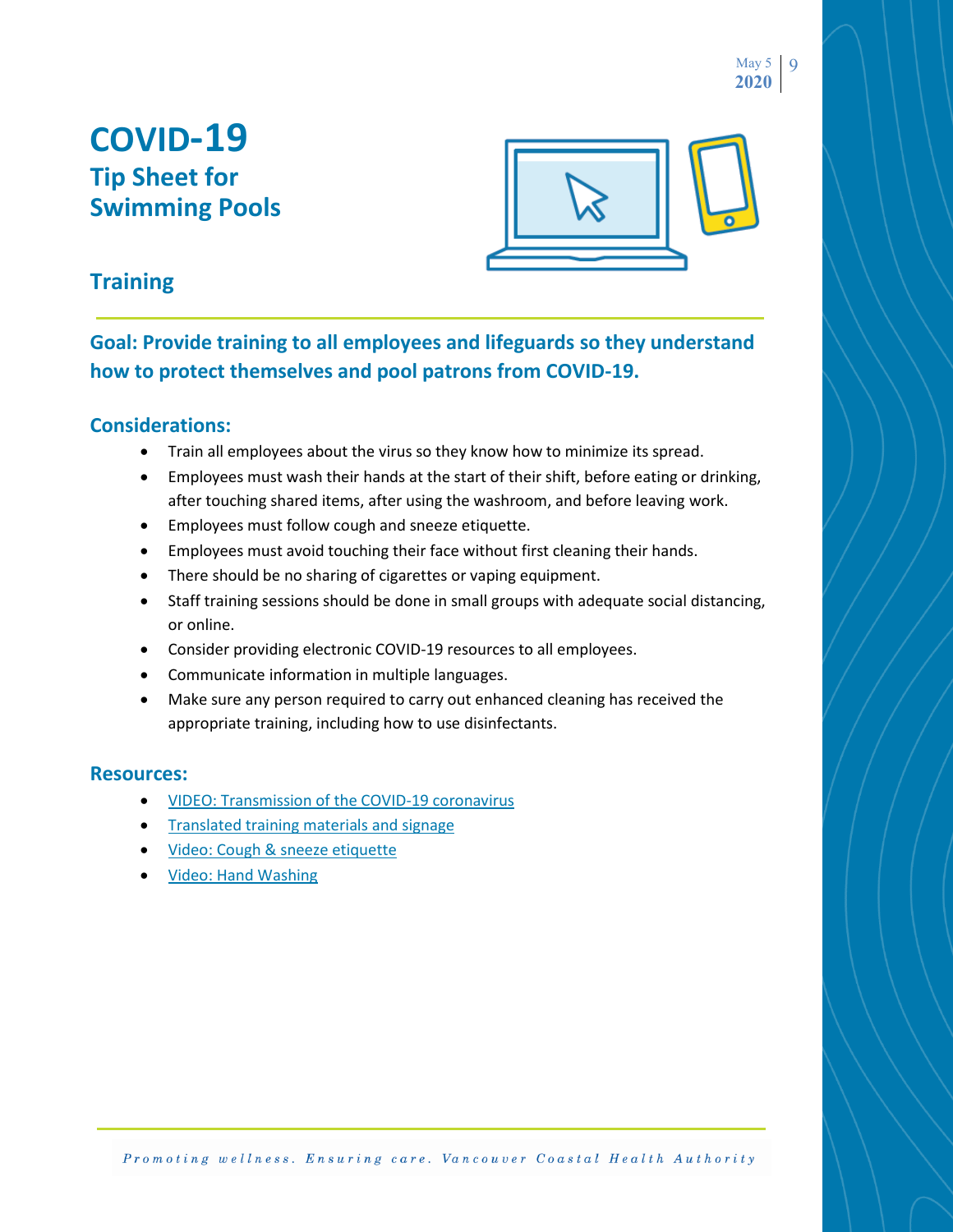# COVID-19

## Tip Sheet for Swimming Pools

## Training

**Goal: Provide training to all employees and lifeguards so they understand how to protect themselves and pool patrons from COVID-19.**

### Considerations:

- Train all employees about the virus so they know how to minimize its spread.
- Employees must wash their hands at the start of their shift, before eating or drinking, after touching shared items, after using the washroom, and before leaving work.
- Employees must follow cough and sneeze etiquette.
- Employees must avoid touching their face without first cleaning their hands.
- There should be no sharing of cigarettes or vaping equipment.
- Staff training sessions should be done in small groups with adequate social distancing, or online.
- Consider providing electronic COVID-19 resources to all employees.
- Communicate information in multiple languages.
- Make sure any person required to carry out enhanced cleaning has received the appropriate training, including how to use disinfectants.

### Resources:

- VIDEO: Transmission of the COVID-19 coronavirus
- Translated training materials and signage
- Video: Cough & sneeze etiquette
- Video: Hand Washing